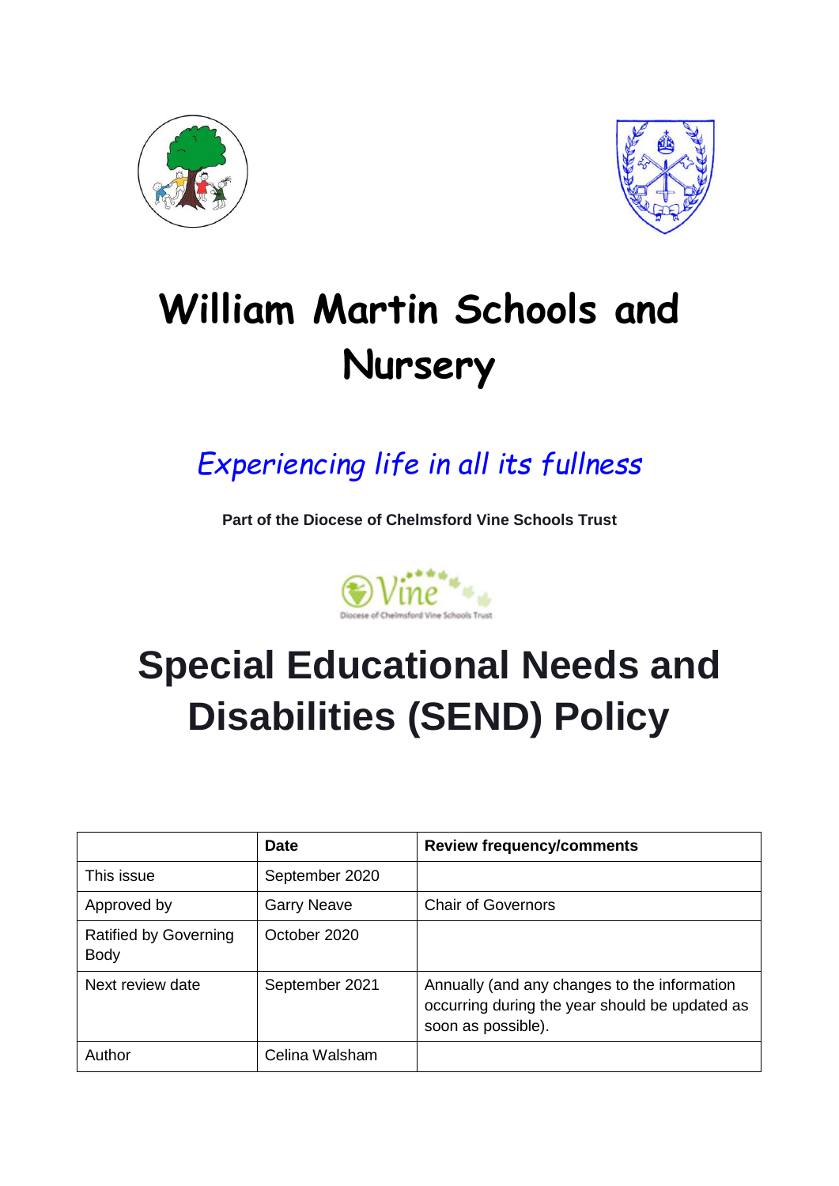# William Martin Schools and Nursery

*Experiencing life in all its fullness*

**Part of the Diocese of Chelmsford Vine Schools Trust**

# Special Educational Needs and Disabilities (SEND) Policy

| | Date | Review frequency/comments |
|---|---|---|
| This issue | September 2020 | |
| Approved by | Garry Neave | Chair of Governors |
| Ratified by Governing Body | October 2020 | |
| Next review date | September 2021 | Annually (and any changes to the information occurring during the year should be updated as soon as possible). |
| Author | Celina Walsham | |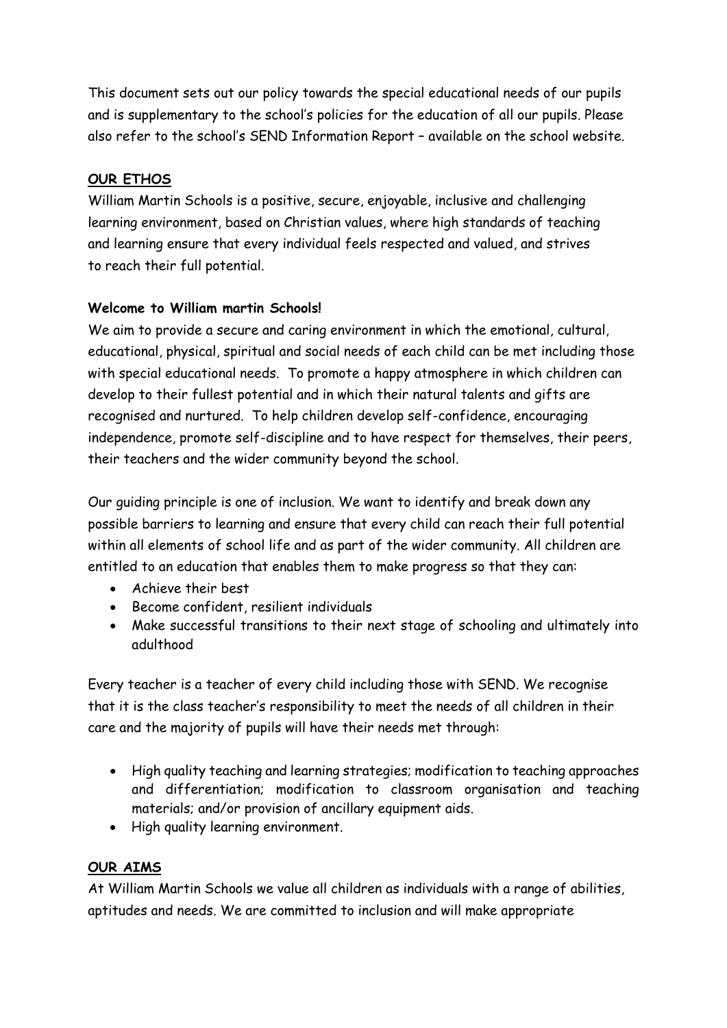This document sets out our policy towards the special educational needs of our pupils and is supplementary to the school's policies for the education of all our pupils. Please also refer to the school's SEND Information Report – available on the school website.

## OUR ETHOS

William Martin Schools is a positive, secure, enjoyable, inclusive and challenging learning environment, based on Christian values, where high standards of teaching and learning ensure that every individual feels respected and valued, and strives to reach their full potential.

**Welcome to William martin Schools!**

We aim to provide a secure and caring environment in which the emotional, cultural, educational, physical, spiritual and social needs of each child can be met including those with special educational needs. To promote a happy atmosphere in which children can develop to their fullest potential and in which their natural talents and gifts are recognised and nurtured. To help children develop self-confidence, encouraging independence, promote self-discipline and to have respect for themselves, their peers, their teachers and the wider community beyond the school.

Our guiding principle is one of inclusion. We want to identify and break down any possible barriers to learning and ensure that every child can reach their full potential within all elements of school life and as part of the wider community. All children are entitled to an education that enables them to make progress so that they can:

- Achieve their best
- Become confident, resilient individuals
- Make successful transitions to their next stage of schooling and ultimately into adulthood

Every teacher is a teacher of every child including those with SEND. We recognise that it is the class teacher's responsibility to meet the needs of all children in their care and the majority of pupils will have their needs met through:

- High quality teaching and learning strategies; modification to teaching approaches and differentiation; modification to classroom organisation and teaching materials; and/or provision of ancillary equipment aids.
- High quality learning environment.

## OUR AIMS

At William Martin Schools we value all children as individuals with a range of abilities, aptitudes and needs. We are committed to inclusion and will make appropriate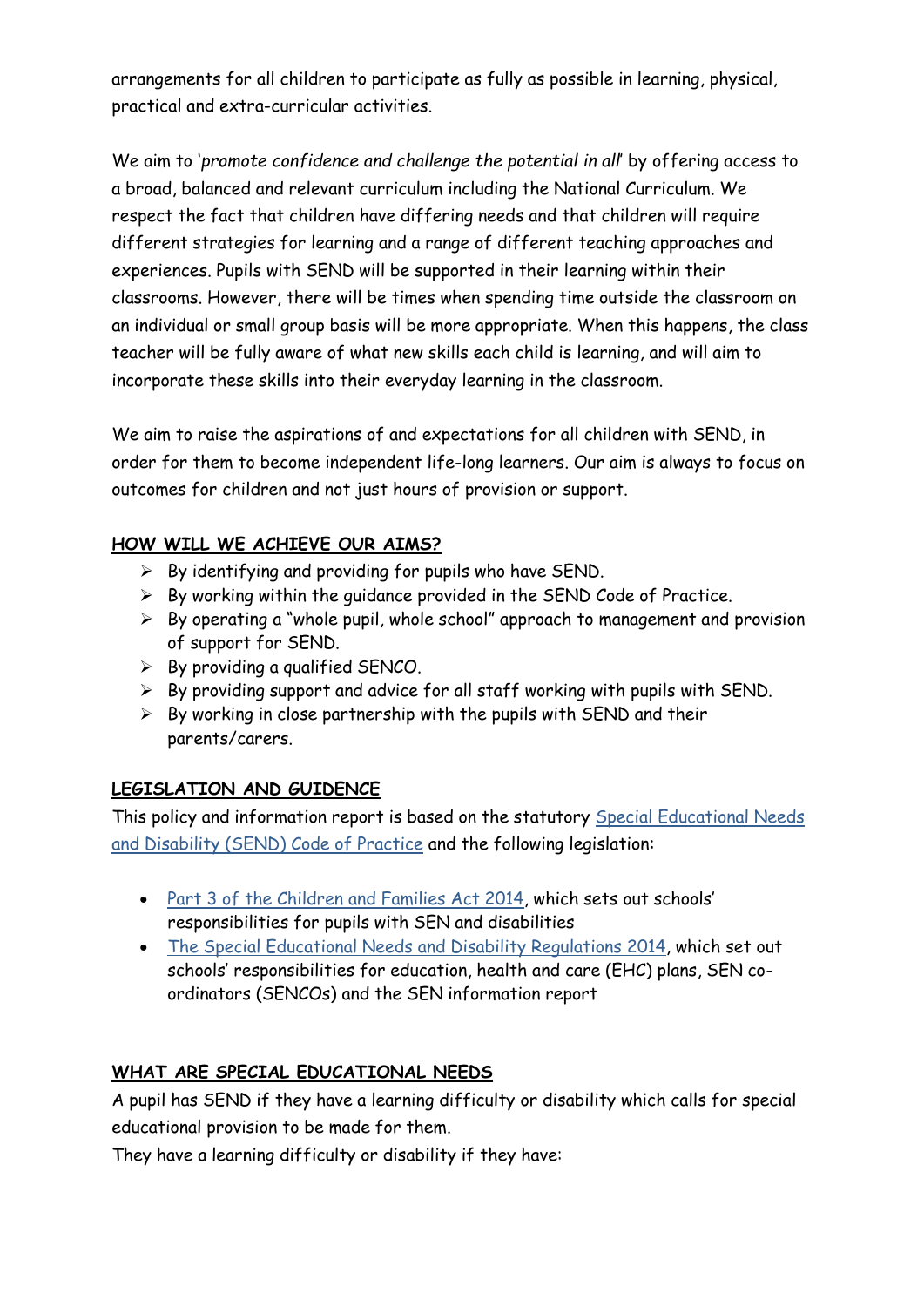arrangements for all children to participate as fully as possible in learning, physical, practical and extra-curricular activities.

We aim to '*promote confidence and challenge the potential in all*' by offering access to a broad, balanced and relevant curriculum including the National Curriculum. We respect the fact that children have differing needs and that children will require different strategies for learning and a range of different teaching approaches and experiences. Pupils with SEND will be supported in their learning within their classrooms. However, there will be times when spending time outside the classroom on an individual or small group basis will be more appropriate. When this happens, the class teacher will be fully aware of what new skills each child is learning, and will aim to incorporate these skills into their everyday learning in the classroom.

We aim to raise the aspirations of and expectations for all children with SEND, in order for them to become independent life-long learners. Our aim is always to focus on outcomes for children and not just hours of provision or support.

## HOW WILL WE ACHIEVE OUR AIMS?

- By identifying and providing for pupils who have SEND.
- By working within the guidance provided in the SEND Code of Practice.
- By operating a "whole pupil, whole school" approach to management and provision of support for SEND.
- By providing a qualified SENCO.
- By providing support and advice for all staff working with pupils with SEND.
- By working in close partnership with the pupils with SEND and their parents/carers.

## LEGISLATION AND GUIDENCE

This policy and information report is based on the statutory Special Educational Needs and Disability (SEND) Code of Practice and the following legislation:

- Part 3 of the Children and Families Act 2014, which sets out schools' responsibilities for pupils with SEN and disabilities
- The Special Educational Needs and Disability Regulations 2014, which set out schools' responsibilities for education, health and care (EHC) plans, SEN co-ordinators (SENCOs) and the SEN information report

## WHAT ARE SPECIAL EDUCATIONAL NEEDS

A pupil has SEND if they have a learning difficulty or disability which calls for special educational provision to be made for them.

They have a learning difficulty or disability if they have: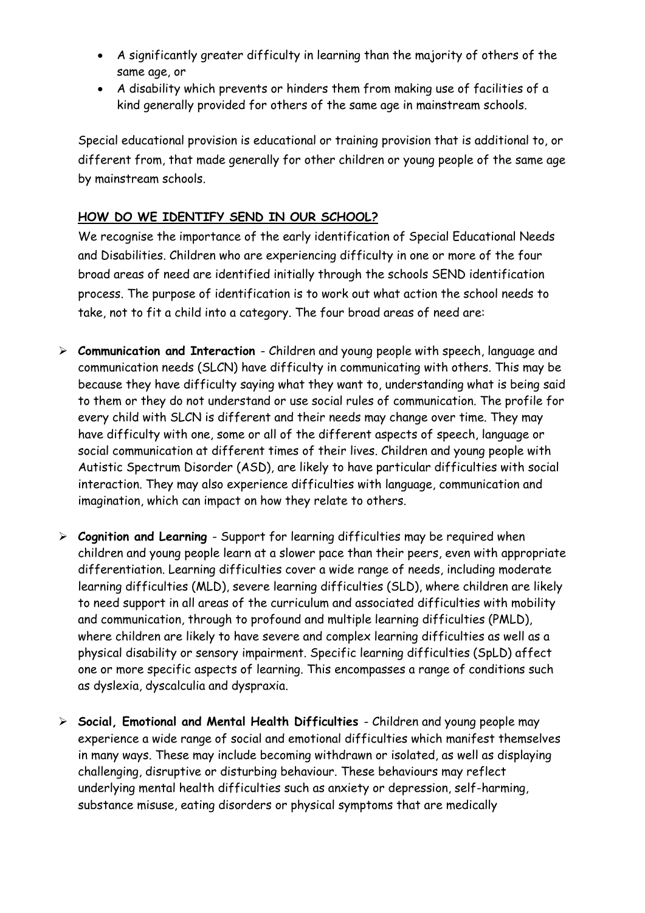- A significantly greater difficulty in learning than the majority of others of the same age, or
- A disability which prevents or hinders them from making use of facilities of a kind generally provided for others of the same age in mainstream schools.

Special educational provision is educational or training provision that is additional to, or different from, that made generally for other children or young people of the same age by mainstream schools.

## HOW DO WE IDENTIFY SEND IN OUR SCHOOL?

We recognise the importance of the early identification of Special Educational Needs and Disabilities. Children who are experiencing difficulty in one or more of the four broad areas of need are identified initially through the schools SEND identification process. The purpose of identification is to work out what action the school needs to take, not to fit a child into a category. The four broad areas of need are:

- **Communication and Interaction** - Children and young people with speech, language and communication needs (SLCN) have difficulty in communicating with others. This may be because they have difficulty saying what they want to, understanding what is being said to them or they do not understand or use social rules of communication. The profile for every child with SLCN is different and their needs may change over time. They may have difficulty with one, some or all of the different aspects of speech, language or social communication at different times of their lives. Children and young people with Autistic Spectrum Disorder (ASD), are likely to have particular difficulties with social interaction. They may also experience difficulties with language, communication and imagination, which can impact on how they relate to others.

- **Cognition and Learning** - Support for learning difficulties may be required when children and young people learn at a slower pace than their peers, even with appropriate differentiation. Learning difficulties cover a wide range of needs, including moderate learning difficulties (MLD), severe learning difficulties (SLD), where children are likely to need support in all areas of the curriculum and associated difficulties with mobility and communication, through to profound and multiple learning difficulties (PMLD), where children are likely to have severe and complex learning difficulties as well as a physical disability or sensory impairment. Specific learning difficulties (SpLD) affect one or more specific aspects of learning. This encompasses a range of conditions such as dyslexia, dyscalculia and dyspraxia.

- **Social, Emotional and Mental Health Difficulties** - Children and young people may experience a wide range of social and emotional difficulties which manifest themselves in many ways. These may include becoming withdrawn or isolated, as well as displaying challenging, disruptive or disturbing behaviour. These behaviours may reflect underlying mental health difficulties such as anxiety or depression, self-harming, substance misuse, eating disorders or physical symptoms that are medically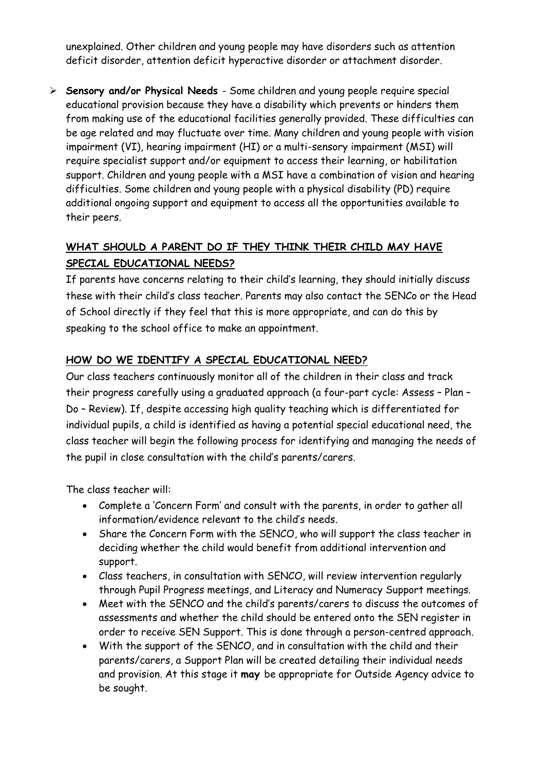unexplained. Other children and young people may have disorders such as attention deficit disorder, attention deficit hyperactive disorder or attachment disorder.

- **Sensory and/or Physical Needs** - Some children and young people require special educational provision because they have a disability which prevents or hinders them from making use of the educational facilities generally provided. These difficulties can be age related and may fluctuate over time. Many children and young people with vision impairment (VI), hearing impairment (HI) or a multi-sensory impairment (MSI) will require specialist support and/or equipment to access their learning, or habilitation support. Children and young people with a MSI have a combination of vision and hearing difficulties. Some children and young people with a physical disability (PD) require additional ongoing support and equipment to access all the opportunities available to their peers.

## WHAT SHOULD A PARENT DO IF THEY THINK THEIR CHILD MAY HAVE SPECIAL EDUCATIONAL NEEDS?

If parents have concerns relating to their child's learning, they should initially discuss these with their child's class teacher. Parents may also contact the SENCo or the Head of School directly if they feel that this is more appropriate, and can do this by speaking to the school office to make an appointment.

## HOW DO WE IDENTIFY A SPECIAL EDUCATIONAL NEED?

Our class teachers continuously monitor all of the children in their class and track their progress carefully using a graduated approach (a four-part cycle: Assess – Plan – Do – Review). If, despite accessing high quality teaching which is differentiated for individual pupils, a child is identified as having a potential special educational need, the class teacher will begin the following process for identifying and managing the needs of the pupil in close consultation with the child's parents/carers.

The class teacher will:

- Complete a 'Concern Form' and consult with the parents, in order to gather all information/evidence relevant to the child's needs.
- Share the Concern Form with the SENCO, who will support the class teacher in deciding whether the child would benefit from additional intervention and support.
- Class teachers, in consultation with SENCO, will review intervention regularly through Pupil Progress meetings, and Literacy and Numeracy Support meetings.
- Meet with the SENCO and the child's parents/carers to discuss the outcomes of assessments and whether the child should be entered onto the SEN register in order to receive SEN Support. This is done through a person-centred approach.
- With the support of the SENCO, and in consultation with the child and their parents/carers, a Support Plan will be created detailing their individual needs and provision. At this stage it **may** be appropriate for Outside Agency advice to be sought.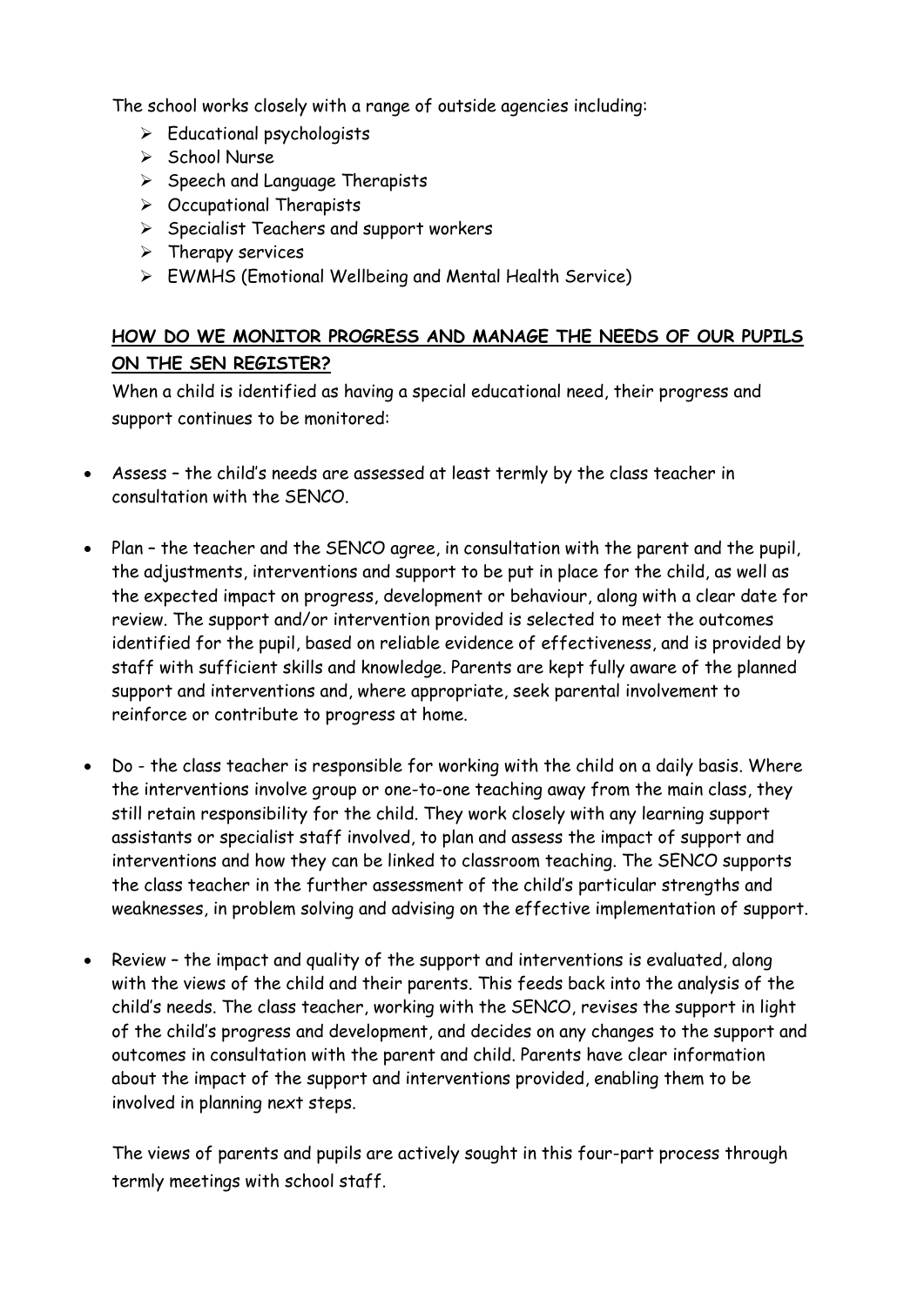The school works closely with a range of outside agencies including:

- Educational psychologists
- School Nurse
- Speech and Language Therapists
- Occupational Therapists
- Specialist Teachers and support workers
- Therapy services
- EWMHS (Emotional Wellbeing and Mental Health Service)

## HOW DO WE MONITOR PROGRESS AND MANAGE THE NEEDS OF OUR PUPILS ON THE SEN REGISTER?

When a child is identified as having a special educational need, their progress and support continues to be monitored:

- Assess – the child's needs are assessed at least termly by the class teacher in consultation with the SENCO.

- Plan – the teacher and the SENCO agree, in consultation with the parent and the pupil, the adjustments, interventions and support to be put in place for the child, as well as the expected impact on progress, development or behaviour, along with a clear date for review. The support and/or intervention provided is selected to meet the outcomes identified for the pupil, based on reliable evidence of effectiveness, and is provided by staff with sufficient skills and knowledge. Parents are kept fully aware of the planned support and interventions and, where appropriate, seek parental involvement to reinforce or contribute to progress at home.

- Do - the class teacher is responsible for working with the child on a daily basis. Where the interventions involve group or one-to-one teaching away from the main class, they still retain responsibility for the child. They work closely with any learning support assistants or specialist staff involved, to plan and assess the impact of support and interventions and how they can be linked to classroom teaching. The SENCO supports the class teacher in the further assessment of the child's particular strengths and weaknesses, in problem solving and advising on the effective implementation of support.

- Review – the impact and quality of the support and interventions is evaluated, along with the views of the child and their parents. This feeds back into the analysis of the child's needs. The class teacher, working with the SENCO, revises the support in light of the child's progress and development, and decides on any changes to the support and outcomes in consultation with the parent and child. Parents have clear information about the impact of the support and interventions provided, enabling them to be involved in planning next steps.

The views of parents and pupils are actively sought in this four-part process through termly meetings with school staff.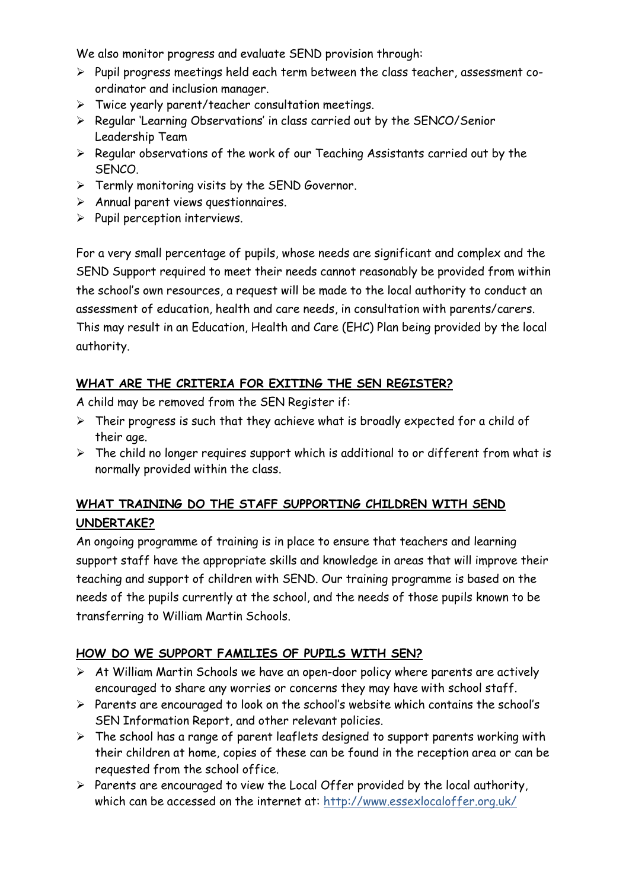We also monitor progress and evaluate SEND provision through:

- Pupil progress meetings held each term between the class teacher, assessment co-ordinator and inclusion manager.
- Twice yearly parent/teacher consultation meetings.
- Regular 'Learning Observations' in class carried out by the SENCO/Senior Leadership Team
- Regular observations of the work of our Teaching Assistants carried out by the SENCO.
- Termly monitoring visits by the SEND Governor.
- Annual parent views questionnaires.
- Pupil perception interviews.

For a very small percentage of pupils, whose needs are significant and complex and the SEND Support required to meet their needs cannot reasonably be provided from within the school's own resources, a request will be made to the local authority to conduct an assessment of education, health and care needs, in consultation with parents/carers. This may result in an Education, Health and Care (EHC) Plan being provided by the local authority.

## WHAT ARE THE CRITERIA FOR EXITING THE SEN REGISTER?

A child may be removed from the SEN Register if:

- Their progress is such that they achieve what is broadly expected for a child of their age.
- The child no longer requires support which is additional to or different from what is normally provided within the class.

## WHAT TRAINING DO THE STAFF SUPPORTING CHILDREN WITH SEND UNDERTAKE?

An ongoing programme of training is in place to ensure that teachers and learning support staff have the appropriate skills and knowledge in areas that will improve their teaching and support of children with SEND. Our training programme is based on the needs of the pupils currently at the school, and the needs of those pupils known to be transferring to William Martin Schools.

## HOW DO WE SUPPORT FAMILIES OF PUPILS WITH SEN?

- At William Martin Schools we have an open-door policy where parents are actively encouraged to share any worries or concerns they may have with school staff.
- Parents are encouraged to look on the school's website which contains the school's SEN Information Report, and other relevant policies.
- The school has a range of parent leaflets designed to support parents working with their children at home, copies of these can be found in the reception area or can be requested from the school office.
- Parents are encouraged to view the Local Offer provided by the local authority, which can be accessed on the internet at: [http://www.essexlocaloffer.org.uk/](http://www.essexlocaloffer.org.uk/)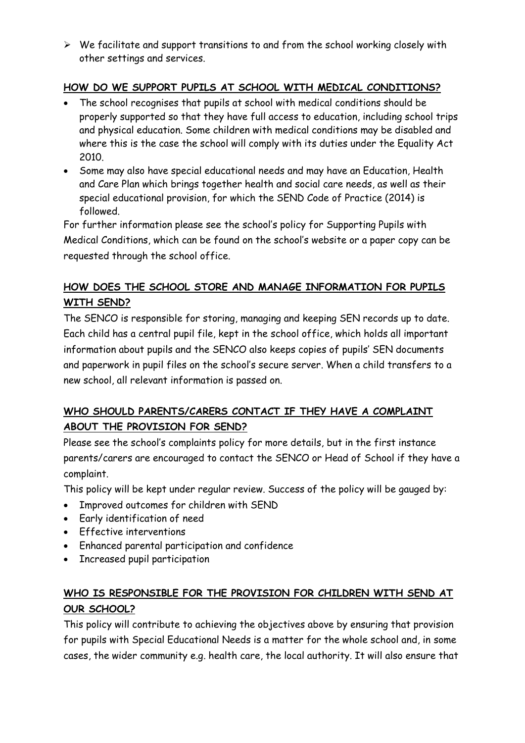- We facilitate and support transitions to and from the school working closely with other settings and services.

## HOW DO WE SUPPORT PUPILS AT SCHOOL WITH MEDICAL CONDITIONS?

- The school recognises that pupils at school with medical conditions should be properly supported so that they have full access to education, including school trips and physical education. Some children with medical conditions may be disabled and where this is the case the school will comply with its duties under the Equality Act 2010.
- Some may also have special educational needs and may have an Education, Health and Care Plan which brings together health and social care needs, as well as their special educational provision, for which the SEND Code of Practice (2014) is followed.

For further information please see the school's policy for Supporting Pupils with Medical Conditions, which can be found on the school's website or a paper copy can be requested through the school office.

## HOW DOES THE SCHOOL STORE AND MANAGE INFORMATION FOR PUPILS WITH SEND?

The SENCO is responsible for storing, managing and keeping SEN records up to date. Each child has a central pupil file, kept in the school office, which holds all important information about pupils and the SENCO also keeps copies of pupils' SEN documents and paperwork in pupil files on the school's secure server. When a child transfers to a new school, all relevant information is passed on.

## WHO SHOULD PARENTS/CARERS CONTACT IF THEY HAVE A COMPLAINT ABOUT THE PROVISION FOR SEND?

Please see the school's complaints policy for more details, but in the first instance parents/carers are encouraged to contact the SENCO or Head of School if they have a complaint.

This policy will be kept under regular review. Success of the policy will be gauged by:

- Improved outcomes for children with SEND
- Early identification of need
- Effective interventions
- Enhanced parental participation and confidence
- Increased pupil participation

## WHO IS RESPONSIBLE FOR THE PROVISION FOR CHILDREN WITH SEND AT OUR SCHOOL?

This policy will contribute to achieving the objectives above by ensuring that provision for pupils with Special Educational Needs is a matter for the whole school and, in some cases, the wider community e.g. health care, the local authority. It will also ensure that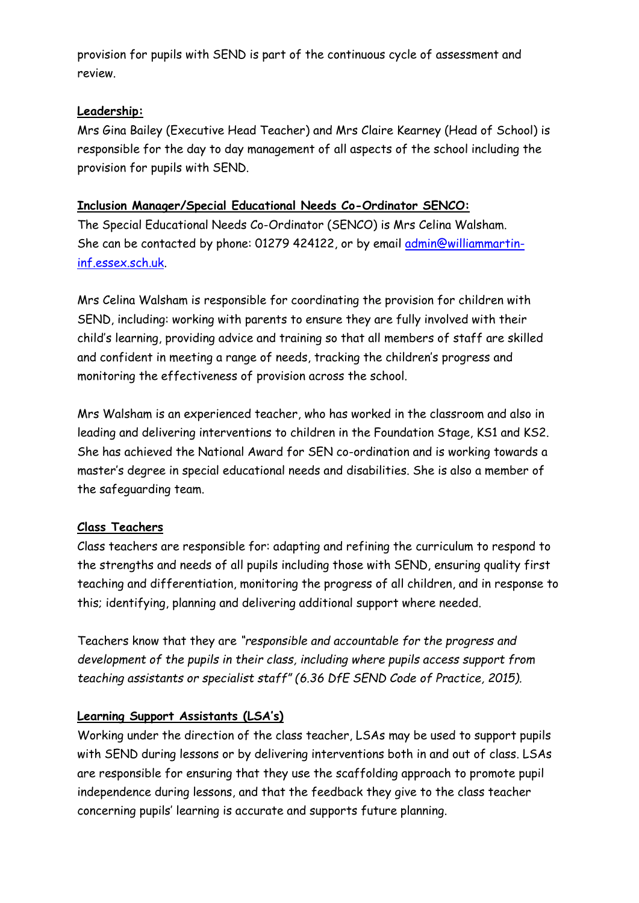provision for pupils with SEND is part of the continuous cycle of assessment and review.

**Leadership:**

Mrs Gina Bailey (Executive Head Teacher) and Mrs Claire Kearney (Head of School) is responsible for the day to day management of all aspects of the school including the provision for pupils with SEND.

**Inclusion Manager/Special Educational Needs Co-Ordinator SENCO:**

The Special Educational Needs Co-Ordinator (SENCO) is Mrs Celina Walsham. She can be contacted by phone: 01279 424122, or by email [admin@williammartin-inf.essex.sch.uk](mailto:admin@williammartin-inf.essex.sch.uk).

Mrs Celina Walsham is responsible for coordinating the provision for children with SEND, including: working with parents to ensure they are fully involved with their child's learning, providing advice and training so that all members of staff are skilled and confident in meeting a range of needs, tracking the children's progress and monitoring the effectiveness of provision across the school.

Mrs Walsham is an experienced teacher, who has worked in the classroom and also in leading and delivering interventions to children in the Foundation Stage, KS1 and KS2. She has achieved the National Award for SEN co-ordination and is working towards a master's degree in special educational needs and disabilities. She is also a member of the safeguarding team.

**Class Teachers**

Class teachers are responsible for: adapting and refining the curriculum to respond to the strengths and needs of all pupils including those with SEND, ensuring quality first teaching and differentiation, monitoring the progress of all children, and in response to this; identifying, planning and delivering additional support where needed.

Teachers know that they are *"responsible and accountable for the progress and development of the pupils in their class, including where pupils access support from teaching assistants or specialist staff" (6.36 DfE SEND Code of Practice, 2015).*

**Learning Support Assistants (LSA's)**

Working under the direction of the class teacher, LSAs may be used to support pupils with SEND during lessons or by delivering interventions both in and out of class. LSAs are responsible for ensuring that they use the scaffolding approach to promote pupil independence during lessons, and that the feedback they give to the class teacher concerning pupils' learning is accurate and supports future planning.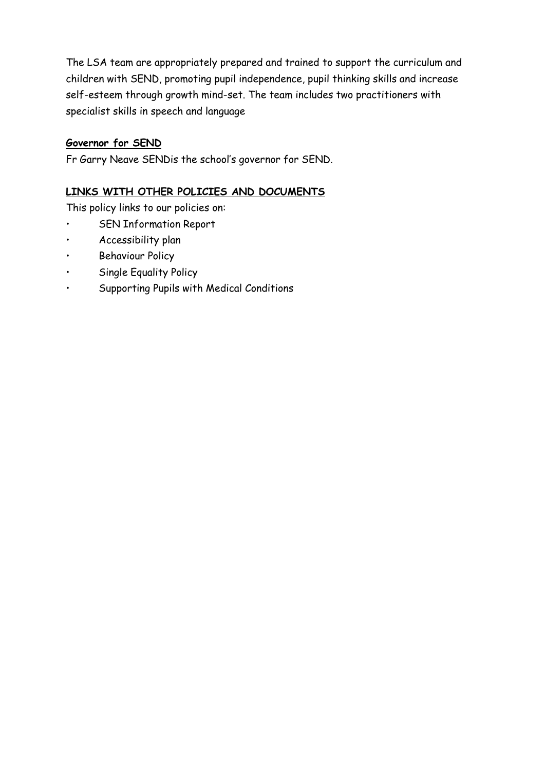The LSA team are appropriately prepared and trained to support the curriculum and children with SEND, promoting pupil independence, pupil thinking skills and increase self-esteem through growth mind-set. The team includes two practitioners with specialist skills in speech and language

**Governor for SEND**

Fr Garry Neave SENDis the school's governor for SEND.

## LINKS WITH OTHER POLICIES AND DOCUMENTS

This policy links to our policies on:

- SEN Information Report
- Accessibility plan
- Behaviour Policy
- Single Equality Policy
- Supporting Pupils with Medical Conditions